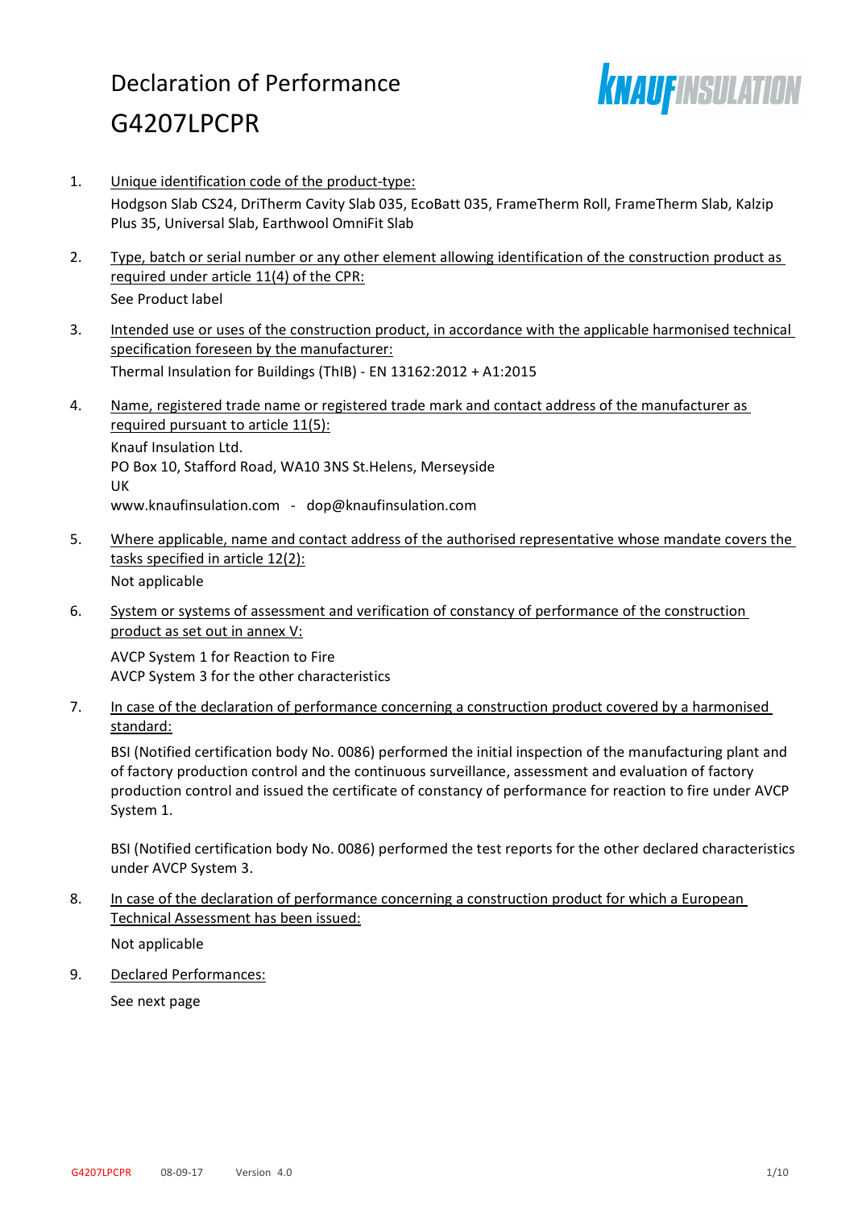# Declaration of Performance

# G4207LPCPR

1. Unique identification code of the product-type:

   Hodgson Slab CS24, DriTherm Cavity Slab 035, EcoBatt 035, FrameTherm Roll, FrameTherm Slab, Kalzip Plus 35, Universal Slab, Earthwool OmniFit Slab

2. Type, batch or serial number or any other element allowing identification of the construction product as required under article 11(4) of the CPR:

   See Product label

3. Intended use or uses of the construction product, in accordance with the applicable harmonised technical specification foreseen by the manufacturer:

   Thermal Insulation for Buildings (ThIB) - EN 13162:2012 + A1:2015

4. Name, registered trade name or registered trade mark and contact address of the manufacturer as required pursuant to article 11(5):

   Knauf Insulation Ltd.
   PO Box 10, Stafford Road, WA10 3NS St.Helens, Merseyside
   UK
   www.knaufinsulation.com - dop@knaufinsulation.com

5. Where applicable, name and contact address of the authorised representative whose mandate covers the tasks specified in article 12(2):

   Not applicable

6. System or systems of assessment and verification of constancy of performance of the construction product as set out in annex V:

   AVCP System 1 for Reaction to Fire
   AVCP System 3 for the other characteristics

7. In case of the declaration of performance concerning a construction product covered by a harmonised standard:

   BSI (Notified certification body No. 0086) performed the initial inspection of the manufacturing plant and of factory production control and the continuous surveillance, assessment and evaluation of factory production control and issued the certificate of constancy of performance for reaction to fire under AVCP System 1.

   BSI (Notified certification body No. 0086) performed the test reports for the other declared characteristics under AVCP System 3.

8. In case of the declaration of performance concerning a construction product for which a European Technical Assessment has been issued:

   Not applicable

9. Declared Performances:

   See next page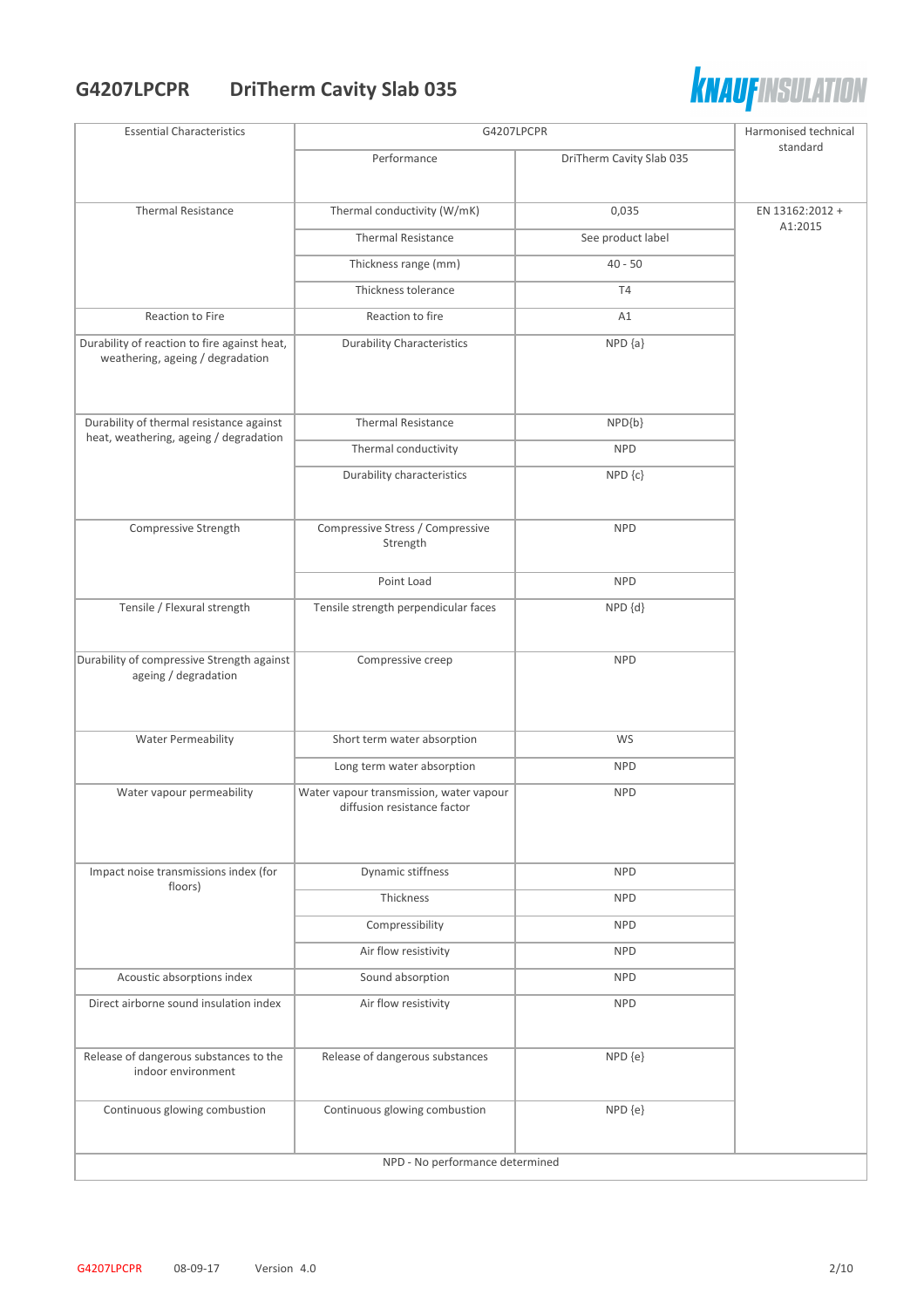# G4207LPCPR DriTherm Cavity Slab 035

| Essential Characteristics | G4207LPCPR | | Harmonised technical standard |
|---|---|---|---|
| | Performance | DriTherm Cavity Slab 035 | |
| Thermal Resistance | Thermal conductivity (W/mK) | 0,035 | EN 13162:2012 + A1:2015 |
| | Thermal Resistance | See product label | |
| | Thickness range (mm) | 40 - 50 | |
| | Thickness tolerance | T4 | |
| Reaction to Fire | Reaction to fire | A1 | |
| Durability of reaction to fire against heat, weathering, ageing / degradation | Durability Characteristics | NPD {a} | |
| Durability of thermal resistance against heat, weathering, ageing / degradation | Thermal Resistance | NPD{b} | |
| | Thermal conductivity | NPD | |
| | Durability characteristics | NPD {c} | |
| Compressive Strength | Compressive Stress / Compressive Strength | NPD | |
| | Point Load | NPD | |
| Tensile / Flexural strength | Tensile strength perpendicular faces | NPD {d} | |
| Durability of compressive Strength against ageing / degradation | Compressive creep | NPD | |
| Water Permeability | Short term water absorption | WS | |
| | Long term water absorption | NPD | |
| Water vapour permeability | Water vapour transmission, water vapour diffusion resistance factor | NPD | |
| Impact noise transmissions index (for floors) | Dynamic stiffness | NPD | |
| | Thickness | NPD | |
| | Compressibility | NPD | |
| | Air flow resistivity | NPD | |
| Acoustic absorptions index | Sound absorption | NPD | |
| Direct airborne sound insulation index | Air flow resistivity | NPD | |
| Release of dangerous substances to the indoor environment | Release of dangerous substances | NPD {e} | |
| Continuous glowing combustion | Continuous glowing combustion | NPD {e} | |
| NPD - No performance determined | | | |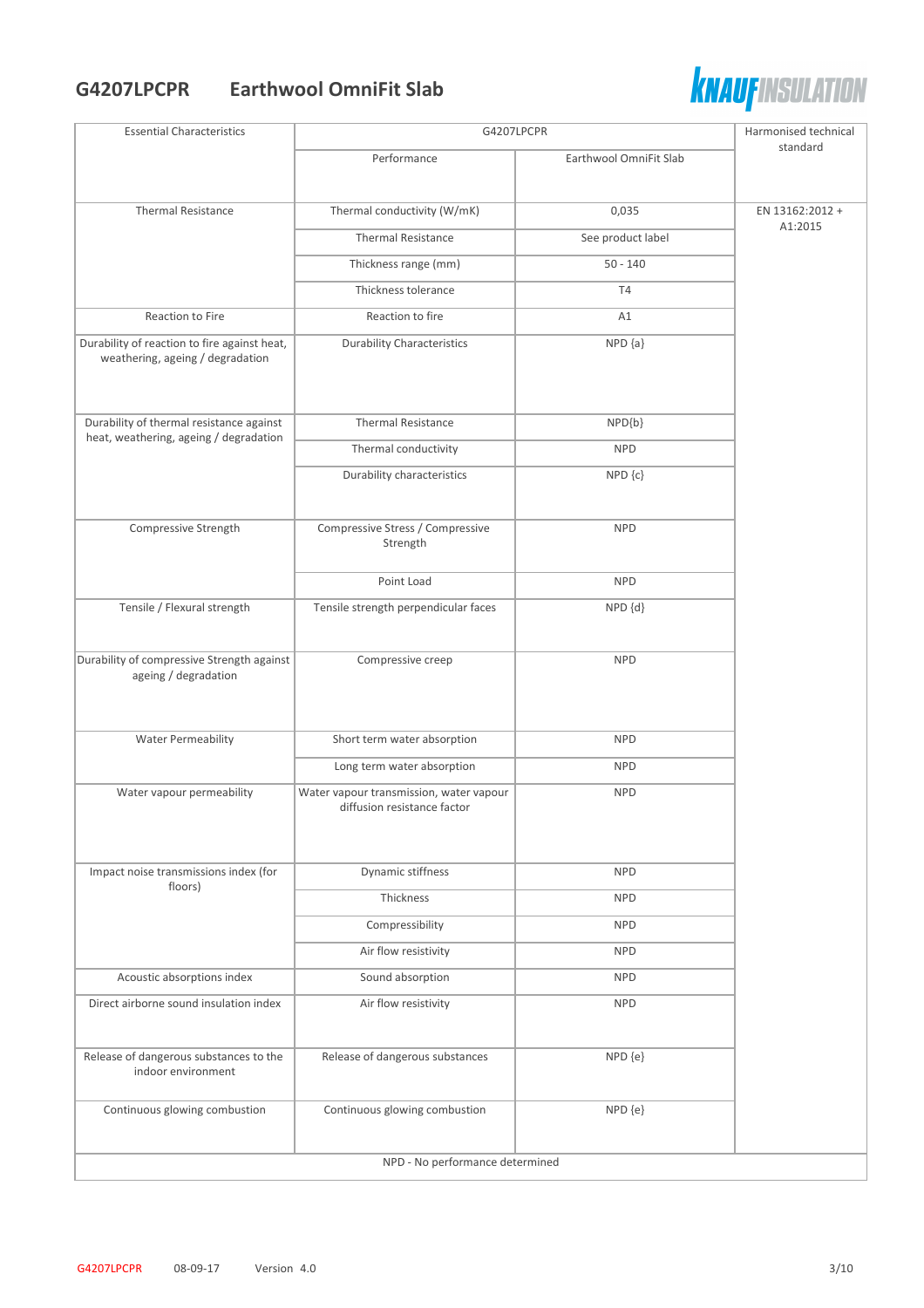## G4207LPCPR Earthwool OmniFit Slab

| Essential Characteristics | G4207LPCPR | | Harmonised technical standard |
|---|---|---|---|
| | Performance | Earthwool OmniFit Slab | |
| Thermal Resistance | Thermal conductivity (W/mK) | 0,035 | EN 13162:2012 + A1:2015 |
| | Thermal Resistance | See product label | |
| | Thickness range (mm) | 50 - 140 | |
| | Thickness tolerance | T4 | |
| Reaction to Fire | Reaction to fire | A1 | |
| Durability of reaction to fire against heat, weathering, ageing / degradation | Durability Characteristics | NPD {a} | |
| Durability of thermal resistance against heat, weathering, ageing / degradation | Thermal Resistance | NPD{b} | |
| | Thermal conductivity | NPD | |
| | Durability characteristics | NPD {c} | |
| Compressive Strength | Compressive Stress / Compressive Strength | NPD | |
| | Point Load | NPD | |
| Tensile / Flexural strength | Tensile strength perpendicular faces | NPD {d} | |
| Durability of compressive Strength against ageing / degradation | Compressive creep | NPD | |
| Water Permeability | Short term water absorption | NPD | |
| | Long term water absorption | NPD | |
| Water vapour permeability | Water vapour transmission, water vapour diffusion resistance factor | NPD | |
| Impact noise transmissions index (for floors) | Dynamic stiffness | NPD | |
| | Thickness | NPD | |
| | Compressibility | NPD | |
| | Air flow resistivity | NPD | |
| Acoustic absorptions index | Sound absorption | NPD | |
| Direct airborne sound insulation index | Air flow resistivity | NPD | |
| Release of dangerous substances to the indoor environment | Release of dangerous substances | NPD {e} | |
| Continuous glowing combustion | Continuous glowing combustion | NPD {e} | |

NPD - No performance determined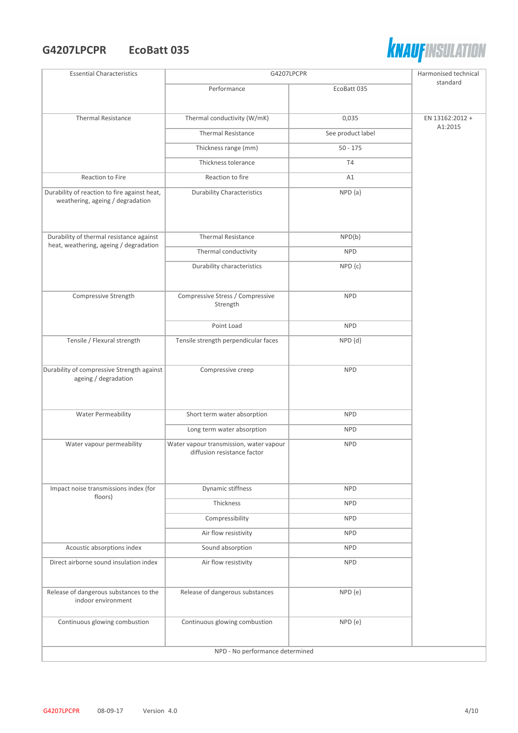# G4207LPCPR EcoBatt 035

| Essential Characteristics | G4207LPCPR | | Harmonised technical standard |
|---|---|---|---|
| | Performance | EcoBatt 035 | |
| Thermal Resistance | Thermal conductivity (W/mK) | 0,035 | EN 13162:2012 + A1:2015 |
| | Thermal Resistance | See product label | |
| | Thickness range (mm) | 50 - 175 | |
| | Thickness tolerance | T4 | |
| Reaction to Fire | Reaction to fire | A1 | |
| Durability of reaction to fire against heat, weathering, ageing / degradation | Durability Characteristics | NPD {a} | |
| Durability of thermal resistance against heat, weathering, ageing / degradation | Thermal Resistance | NPD{b} | |
| | Thermal conductivity | NPD | |
| | Durability characteristics | NPD {c} | |
| Compressive Strength | Compressive Stress / Compressive Strength | NPD | |
| | Point Load | NPD | |
| Tensile / Flexural strength | Tensile strength perpendicular faces | NPD {d} | |
| Durability of compressive Strength against ageing / degradation | Compressive creep | NPD | |
| Water Permeability | Short term water absorption | NPD | |
| | Long term water absorption | NPD | |
| Water vapour permeability | Water vapour transmission, water vapour diffusion resistance factor | NPD | |
| Impact noise transmissions index (for floors) | Dynamic stiffness | NPD | |
| | Thickness | NPD | |
| | Compressibility | NPD | |
| | Air flow resistivity | NPD | |
| Acoustic absorptions index | Sound absorption | NPD | |
| Direct airborne sound insulation index | Air flow resistivity | NPD | |
| Release of dangerous substances to the indoor environment | Release of dangerous substances | NPD {e} | |
| Continuous glowing combustion | Continuous glowing combustion | NPD {e} | |
| NPD - No performance determined | | | |

G4207LPCPR 08-09-17 Version 4.0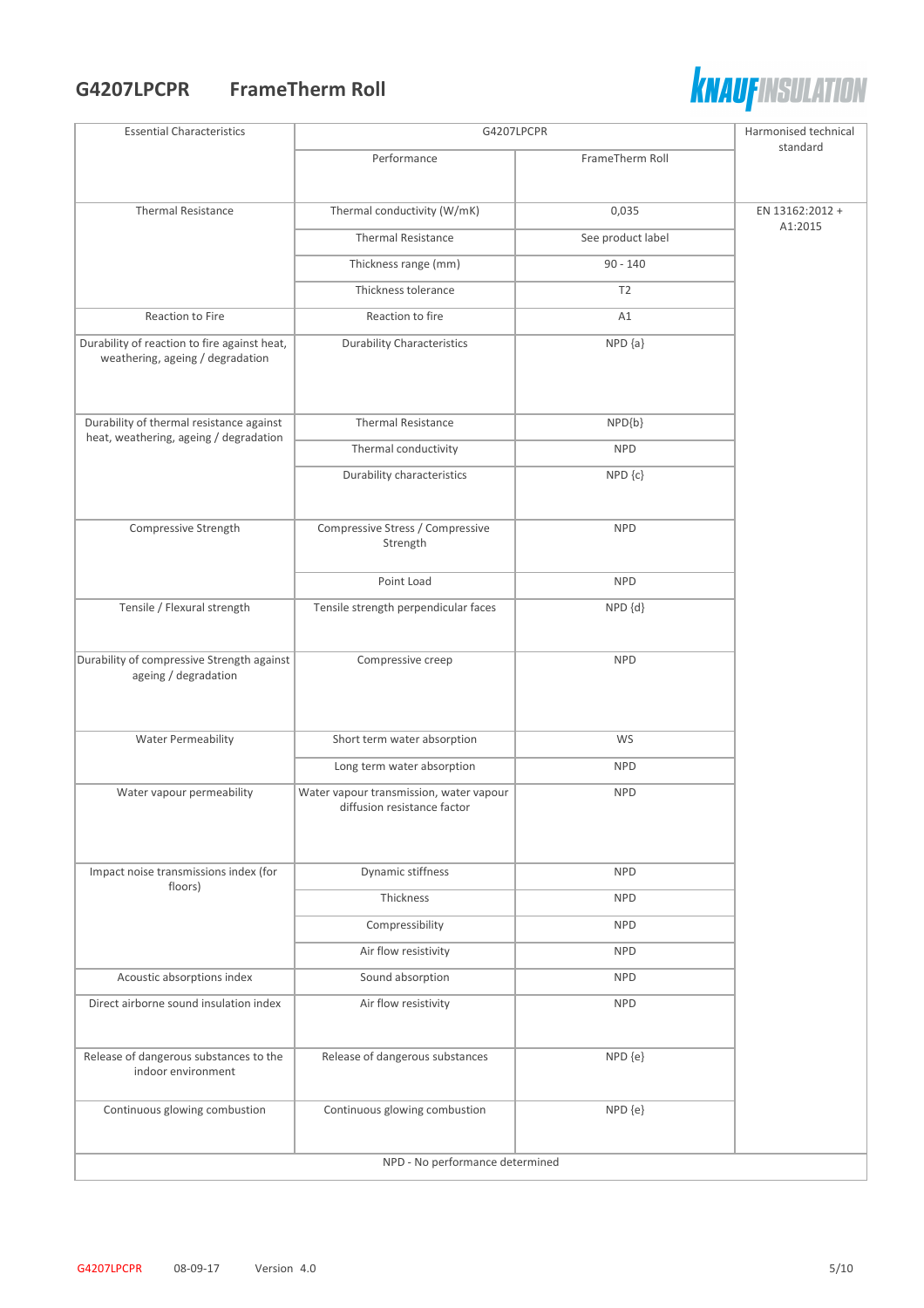## G4207LPCPR FrameTherm Roll

| Essential Characteristics | G4207LPCPR | | Harmonised technical standard |
|---|---|---|---|
| | Performance | FrameTherm Roll | |
| Thermal Resistance | Thermal conductivity (W/mK) | 0,035 | EN 13162:2012 + A1:2015 |
| | Thermal Resistance | See product label | |
| | Thickness range (mm) | 90 - 140 | |
| | Thickness tolerance | T2 | |
| Reaction to Fire | Reaction to fire | A1 | |
| Durability of reaction to fire against heat, weathering, ageing / degradation | Durability Characteristics | NPD {a} | |
| Durability of thermal resistance against heat, weathering, ageing / degradation | Thermal Resistance | NPD{b} | |
| | Thermal conductivity | NPD | |
| | Durability characteristics | NPD {c} | |
| Compressive Strength | Compressive Stress / Compressive Strength | NPD | |
| | Point Load | NPD | |
| Tensile / Flexural strength | Tensile strength perpendicular faces | NPD {d} | |
| Durability of compressive Strength against ageing / degradation | Compressive creep | NPD | |
| Water Permeability | Short term water absorption | WS | |
| | Long term water absorption | NPD | |
| Water vapour permeability | Water vapour transmission, water vapour diffusion resistance factor | NPD | |
| Impact noise transmissions index (for floors) | Dynamic stiffness | NPD | |
| | Thickness | NPD | |
| | Compressibility | NPD | |
| | Air flow resistivity | NPD | |
| Acoustic absorptions index | Sound absorption | NPD | |
| Direct airborne sound insulation index | Air flow resistivity | NPD | |
| Release of dangerous substances to the indoor environment | Release of dangerous substances | NPD {e} | |
| Continuous glowing combustion | Continuous glowing combustion | NPD {e} | |
| NPD - No performance determined | | | |

G4207LPCPR 08-09-17 Version 4.0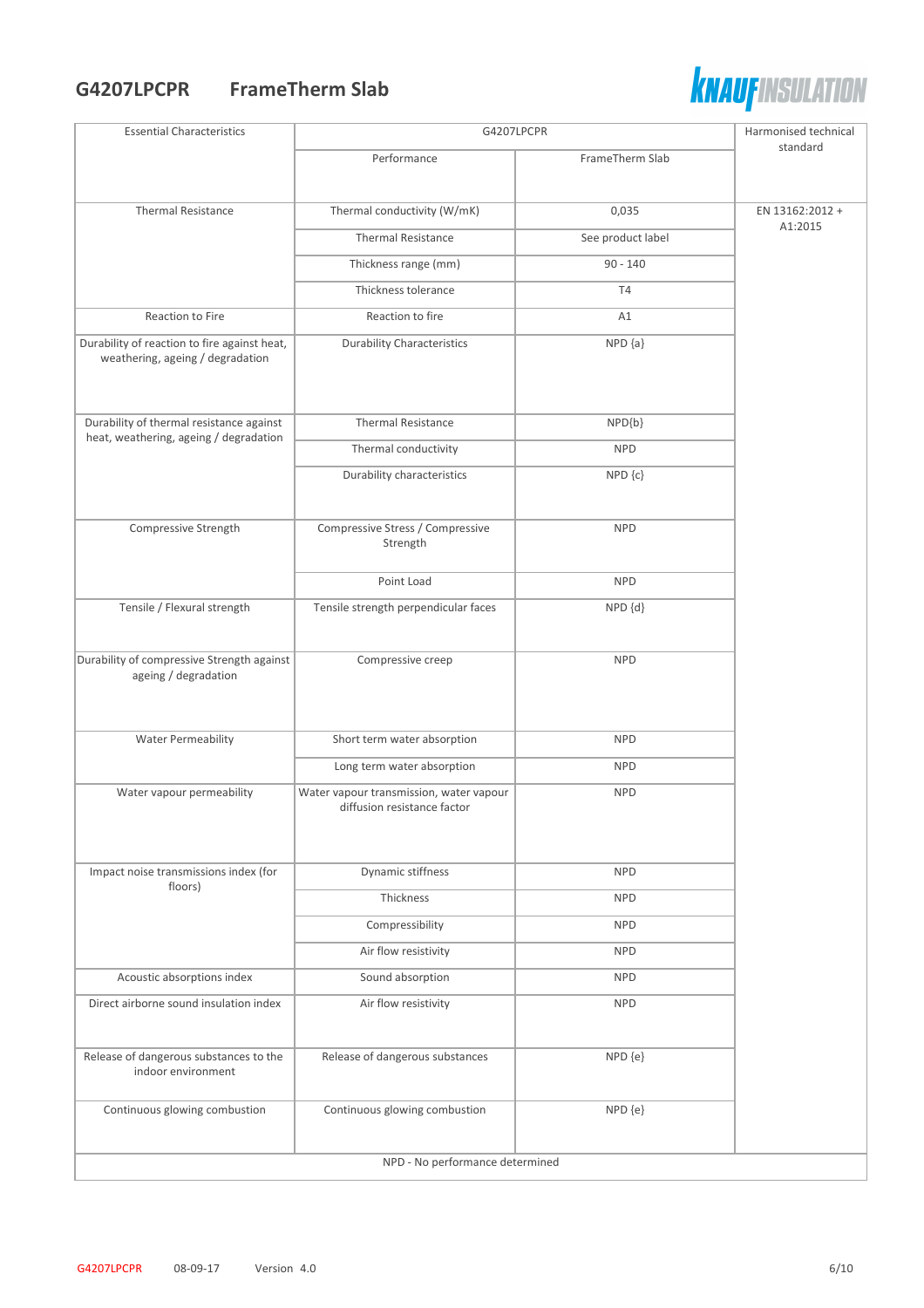# G4207LPCPR FrameTherm Slab

| Essential Characteristics | G4207LPCPR | | Harmonised technical standard |
|---|---|---|---|
| | Performance | FrameTherm Slab | |
| Thermal Resistance | Thermal conductivity (W/mK) | 0,035 | EN 13162:2012 + A1:2015 |
| | Thermal Resistance | See product label | |
| | Thickness range (mm) | 90 - 140 | |
| | Thickness tolerance | T4 | |
| Reaction to Fire | Reaction to fire | A1 | |
| Durability of reaction to fire against heat, weathering, ageing / degradation | Durability Characteristics | NPD {a} | |
| Durability of thermal resistance against heat, weathering, ageing / degradation | Thermal Resistance | NPD{b} | |
| | Thermal conductivity | NPD | |
| | Durability characteristics | NPD {c} | |
| Compressive Strength | Compressive Stress / Compressive Strength | NPD | |
| | Point Load | NPD | |
| Tensile / Flexural strength | Tensile strength perpendicular faces | NPD {d} | |
| Durability of compressive Strength against ageing / degradation | Compressive creep | NPD | |
| Water Permeability | Short term water absorption | NPD | |
| | Long term water absorption | NPD | |
| Water vapour permeability | Water vapour transmission, water vapour diffusion resistance factor | NPD | |
| Impact noise transmissions index (for floors) | Dynamic stiffness | NPD | |
| | Thickness | NPD | |
| | Compressibility | NPD | |
| | Air flow resistivity | NPD | |
| Acoustic absorptions index | Sound absorption | NPD | |
| Direct airborne sound insulation index | Air flow resistivity | NPD | |
| Release of dangerous substances to the indoor environment | Release of dangerous substances | NPD {e} | |
| Continuous glowing combustion | Continuous glowing combustion | NPD {e} | |
| NPD - No performance determined | | | |

G4207LPCPR 08-09-17 Version 4.0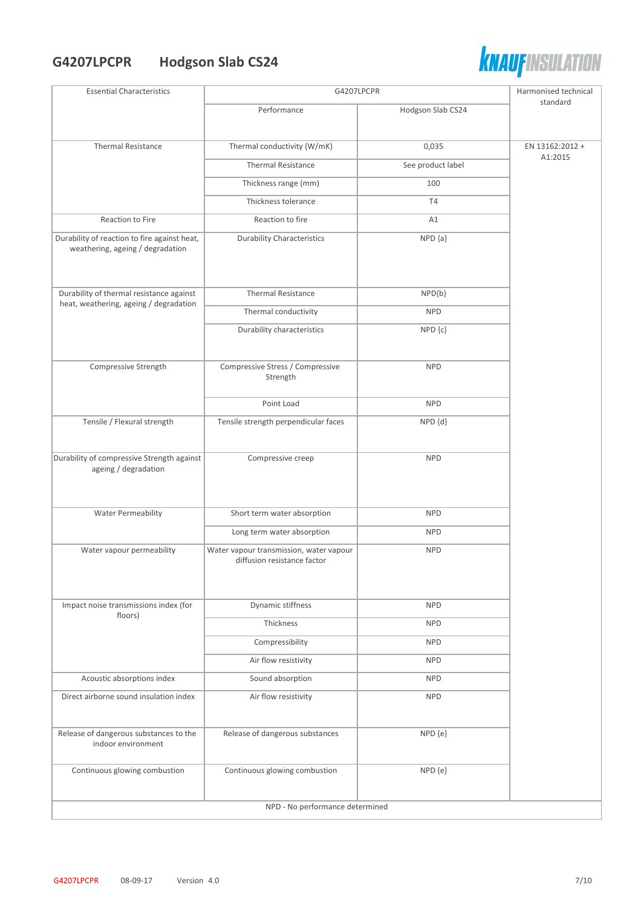# G4207LPCPR Hodgson Slab CS24

| Essential Characteristics | G4207LPCPR | | Harmonised technical standard |
|---|---|---|---|
| | Performance | Hodgson Slab CS24 | |
| Thermal Resistance | Thermal conductivity (W/mK) | 0,035 | EN 13162:2012 + A1:2015 |
| | Thermal Resistance | See product label | |
| | Thickness range (mm) | 100 | |
| | Thickness tolerance | T4 | |
| Reaction to Fire | Reaction to fire | A1 | |
| Durability of reaction to fire against heat, weathering, ageing / degradation | Durability Characteristics | NPD {a} | |
| Durability of thermal resistance against heat, weathering, ageing / degradation | Thermal Resistance | NPD{b} | |
| | Thermal conductivity | NPD | |
| | Durability characteristics | NPD {c} | |
| Compressive Strength | Compressive Stress / Compressive Strength | NPD | |
| | Point Load | NPD | |
| Tensile / Flexural strength | Tensile strength perpendicular faces | NPD {d} | |
| Durability of compressive Strength against ageing / degradation | Compressive creep | NPD | |
| Water Permeability | Short term water absorption | NPD | |
| | Long term water absorption | NPD | |
| Water vapour permeability | Water vapour transmission, water vapour diffusion resistance factor | NPD | |
| Impact noise transmissions index (for floors) | Dynamic stiffness | NPD | |
| | Thickness | NPD | |
| | Compressibility | NPD | |
| | Air flow resistivity | NPD | |
| Acoustic absorptions index | Sound absorption | NPD | |
| Direct airborne sound insulation index | Air flow resistivity | NPD | |
| Release of dangerous substances to the indoor environment | Release of dangerous substances | NPD {e} | |
| Continuous glowing combustion | Continuous glowing combustion | NPD {e} | |

NPD - No performance determined

G4207LPCPR 08-09-17 Version 4.0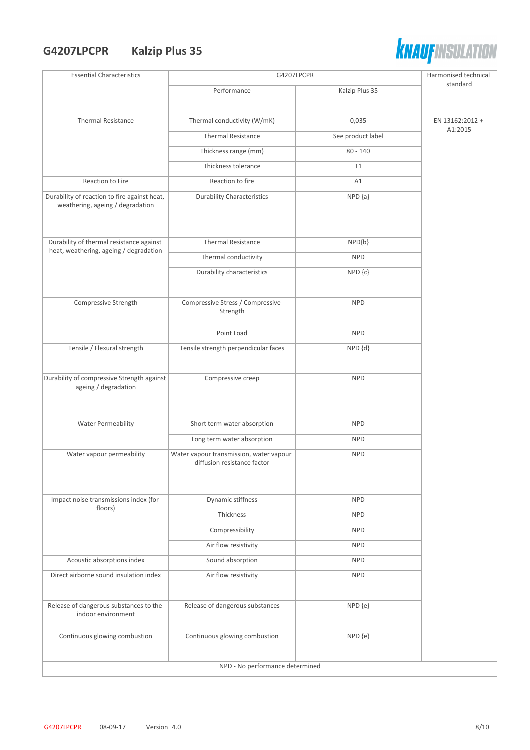# G4207LPCPR Kalzip Plus 35

| Essential Characteristics | G4207LPCPR | | Harmonised technical standard |
|---|---|---|---|
| | Performance | Kalzip Plus 35 | |
| Thermal Resistance | Thermal conductivity (W/mK) | 0,035 | EN 13162:2012 + A1:2015 |
| | Thermal Resistance | See product label | |
| | Thickness range (mm) | 80 - 140 | |
| | Thickness tolerance | T1 | |
| Reaction to Fire | Reaction to fire | A1 | |
| Durability of reaction to fire against heat, weathering, ageing / degradation | Durability Characteristics | NPD {a} | |
| Durability of thermal resistance against heat, weathering, ageing / degradation | Thermal Resistance | NPD{b} | |
| | Thermal conductivity | NPD | |
| | Durability characteristics | NPD {c} | |
| Compressive Strength | Compressive Stress / Compressive Strength | NPD | |
| | Point Load | NPD | |
| Tensile / Flexural strength | Tensile strength perpendicular faces | NPD {d} | |
| Durability of compressive Strength against ageing / degradation | Compressive creep | NPD | |
| Water Permeability | Short term water absorption | NPD | |
| | Long term water absorption | NPD | |
| Water vapour permeability | Water vapour transmission, water vapour diffusion resistance factor | NPD | |
| Impact noise transmissions index (for floors) | Dynamic stiffness | NPD | |
| | Thickness | NPD | |
| | Compressibility | NPD | |
| | Air flow resistivity | NPD | |
| Acoustic absorptions index | Sound absorption | NPD | |
| Direct airborne sound insulation index | Air flow resistivity | NPD | |
| Release of dangerous substances to the indoor environment | Release of dangerous substances | NPD {e} | |
| Continuous glowing combustion | Continuous glowing combustion | NPD {e} | |
| NPD - No performance determined | | | |

G4207LPCPR 08-09-17 Version 4.0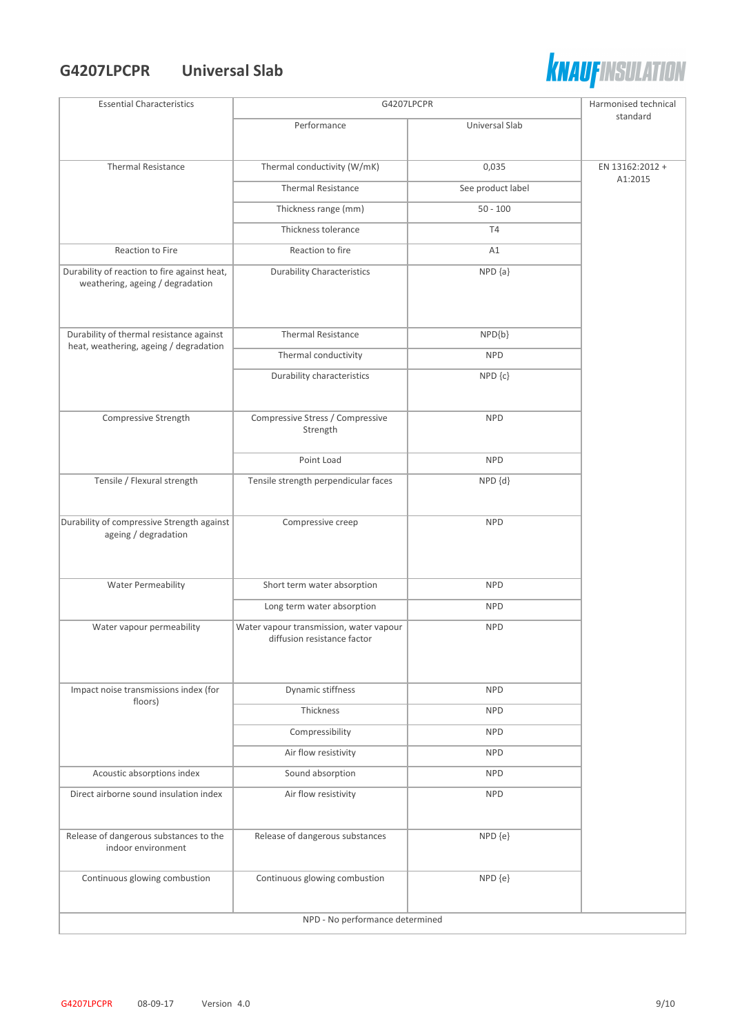# G4207LPCPR Universal Slab

| Essential Characteristics | G4207LPCPR | | Harmonised technical standard |
|---|---|---|---|
| | Performance | Universal Slab | |
| Thermal Resistance | Thermal conductivity (W/mK) | 0,035 | EN 13162:2012 + A1:2015 |
| | Thermal Resistance | See product label | |
| | Thickness range (mm) | 50 - 100 | |
| | Thickness tolerance | T4 | |
| Reaction to Fire | Reaction to fire | A1 | |
| Durability of reaction to fire against heat, weathering, ageing / degradation | Durability Characteristics | NPD {a} | |
| Durability of thermal resistance against heat, weathering, ageing / degradation | Thermal Resistance | NPD{b} | |
| | Thermal conductivity | NPD | |
| | Durability characteristics | NPD {c} | |
| Compressive Strength | Compressive Stress / Compressive Strength | NPD | |
| | Point Load | NPD | |
| Tensile / Flexural strength | Tensile strength perpendicular faces | NPD {d} | |
| Durability of compressive Strength against ageing / degradation | Compressive creep | NPD | |
| Water Permeability | Short term water absorption | NPD | |
| | Long term water absorption | NPD | |
| Water vapour permeability | Water vapour transmission, water vapour diffusion resistance factor | NPD | |
| Impact noise transmissions index (for floors) | Dynamic stiffness | NPD | |
| | Thickness | NPD | |
| | Compressibility | NPD | |
| | Air flow resistivity | NPD | |
| Acoustic absorptions index | Sound absorption | NPD | |
| Direct airborne sound insulation index | Air flow resistivity | NPD | |
| Release of dangerous substances to the indoor environment | Release of dangerous substances | NPD {e} | |
| Continuous glowing combustion | Continuous glowing combustion | NPD {e} | |
| NPD - No performance determined | | | |

G4207LPCPR 08-09-17 Version 4.0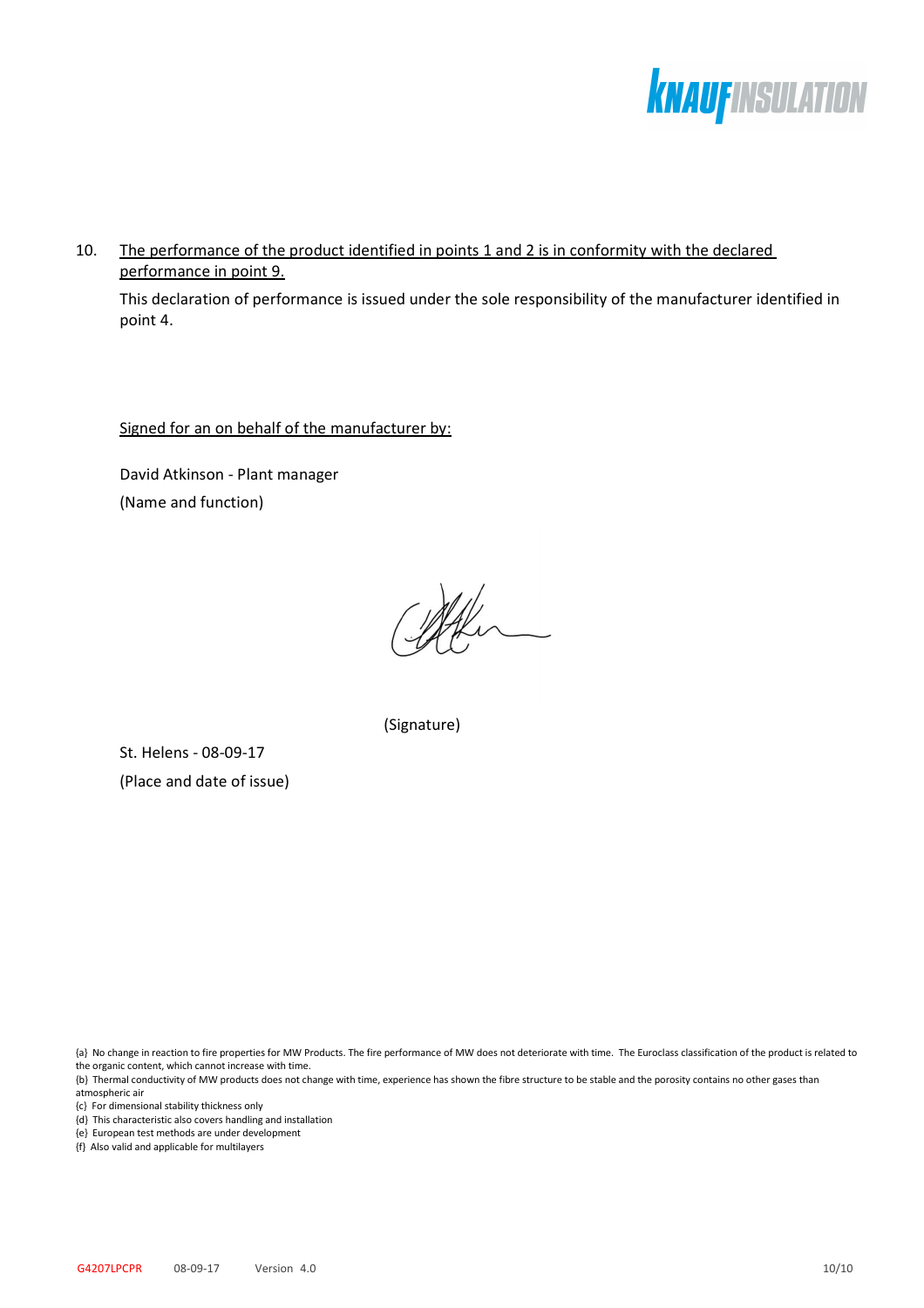10. <u>The performance of the product identified in points 1 and 2 is in conformity with the declared performance in point 9.</u>

This declaration of performance is issued under the sole responsibility of the manufacturer identified in point 4.

<u>Signed for an on behalf of the manufacturer by:</u>

David Atkinson - Plant manager

(Name and function)

(Signature)

St. Helens - 08-09-17

(Place and date of issue)

{a} No change in reaction to fire properties for MW Products. The fire performance of MW does not deteriorate with time. The Euroclass classification of the product is related to the organic content, which cannot increase with time.
{b} Thermal conductivity of MW products does not change with time, experience has shown the fibre structure to be stable and the porosity contains no other gases than atmospheric air
{c} For dimensional stability thickness only
{d} This characteristic also covers handling and installation
{e} European test methods are under development
{f} Also valid and applicable for multilayers